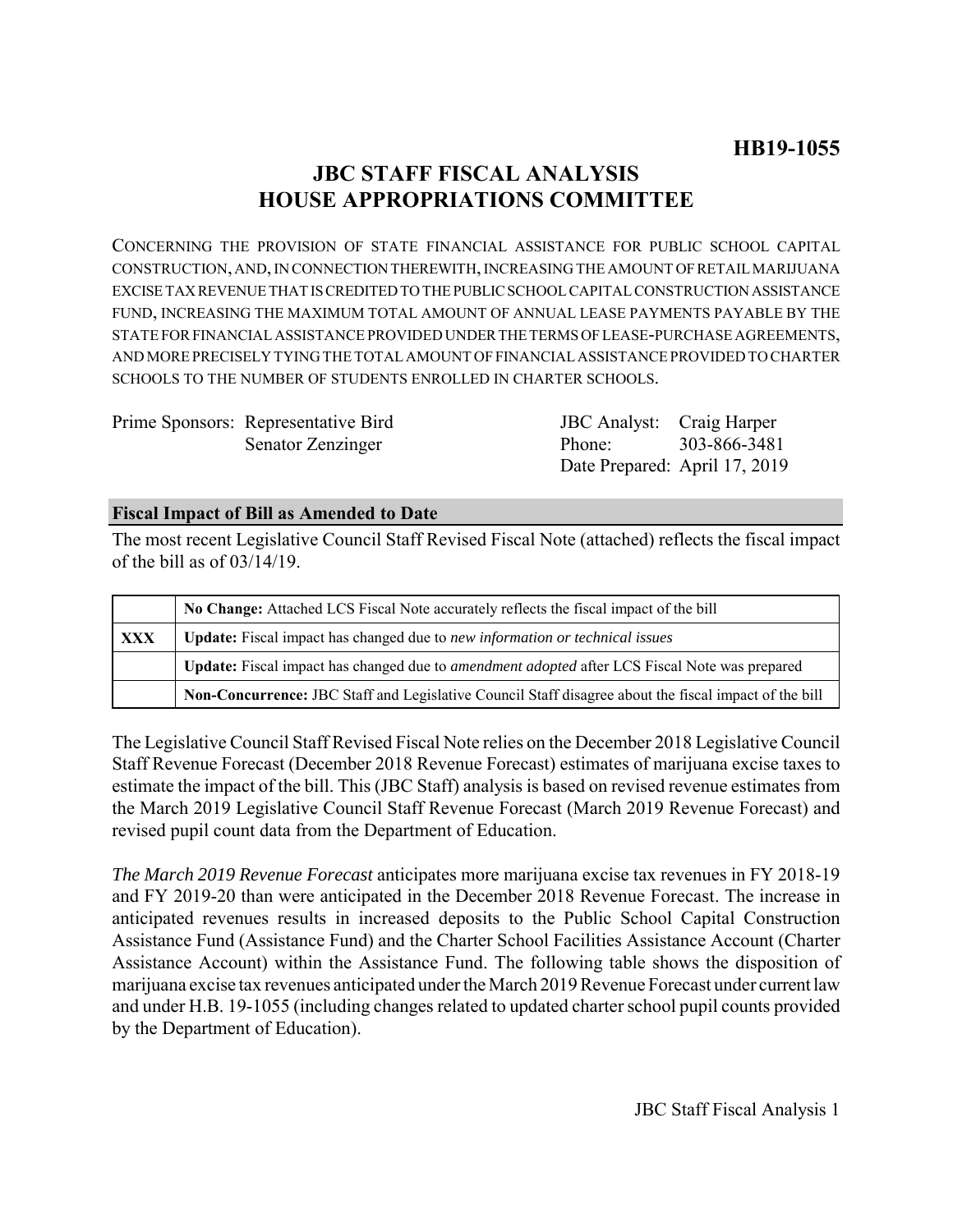**HB19-1055**

# JBC STAFF FISCAL ANALYSIS HOUSE APPROPRIATIONS COMMITTEE

CONCERNING THE PROVISION OF STATE FINANCIAL ASSISTANCE FOR PUBLIC SCHOOL CAPITAL CONSTRUCTION, AND, IN CONNECTION THEREWITH, INCREASING THE AMOUNT OF RETAIL MARIJUANA EXCISE TAX REVENUE THAT IS CREDITED TO THE PUBLIC SCHOOL CAPITAL CONSTRUCTION ASSISTANCE FUND, INCREASING THE MAXIMUM TOTAL AMOUNT OF ANNUAL LEASE PAYMENTS PAYABLE BY THE STATE FOR FINANCIAL ASSISTANCE PROVIDED UNDER THE TERMS OF LEASE-PURCHASE AGREEMENTS, AND MORE PRECISELY TYING THE TOTAL AMOUNT OF FINANCIAL ASSISTANCE PROVIDED TO CHARTER SCHOOLS TO THE NUMBER OF STUDENTS ENROLLED IN CHARTER SCHOOLS.

Prime Sponsors: Representative Bird
Senator Zenzinger

JBC Analyst: Craig Harper
Phone: 303-866-3481
Date Prepared: April 17, 2019

## Fiscal Impact of Bill as Amended to Date

The most recent Legislative Council Staff Revised Fiscal Note (attached) reflects the fiscal impact of the bill as of 03/14/19.

| | |
|---|---|
| | **No Change:** Attached LCS Fiscal Note accurately reflects the fiscal impact of the bill |
| **XXX** | **Update:** Fiscal impact has changed due to *new information or technical issues* |
| | **Update:** Fiscal impact has changed due to *amendment adopted* after LCS Fiscal Note was prepared |
| | **Non-Concurrence:** JBC Staff and Legislative Council Staff disagree about the fiscal impact of the bill |

The Legislative Council Staff Revised Fiscal Note relies on the December 2018 Legislative Council Staff Revenue Forecast (December 2018 Revenue Forecast) estimates of marijuana excise taxes to estimate the impact of the bill. This (JBC Staff) analysis is based on revised revenue estimates from the March 2019 Legislative Council Staff Revenue Forecast (March 2019 Revenue Forecast) and revised pupil count data from the Department of Education.

*The March 2019 Revenue Forecast* anticipates more marijuana excise tax revenues in FY 2018-19 and FY 2019-20 than were anticipated in the December 2018 Revenue Forecast. The increase in anticipated revenues results in increased deposits to the Public School Capital Construction Assistance Fund (Assistance Fund) and the Charter School Facilities Assistance Account (Charter Assistance Account) within the Assistance Fund. The following table shows the disposition of marijuana excise tax revenues anticipated under the March 2019 Revenue Forecast under current law and under H.B. 19-1055 (including changes related to updated charter school pupil counts provided by the Department of Education).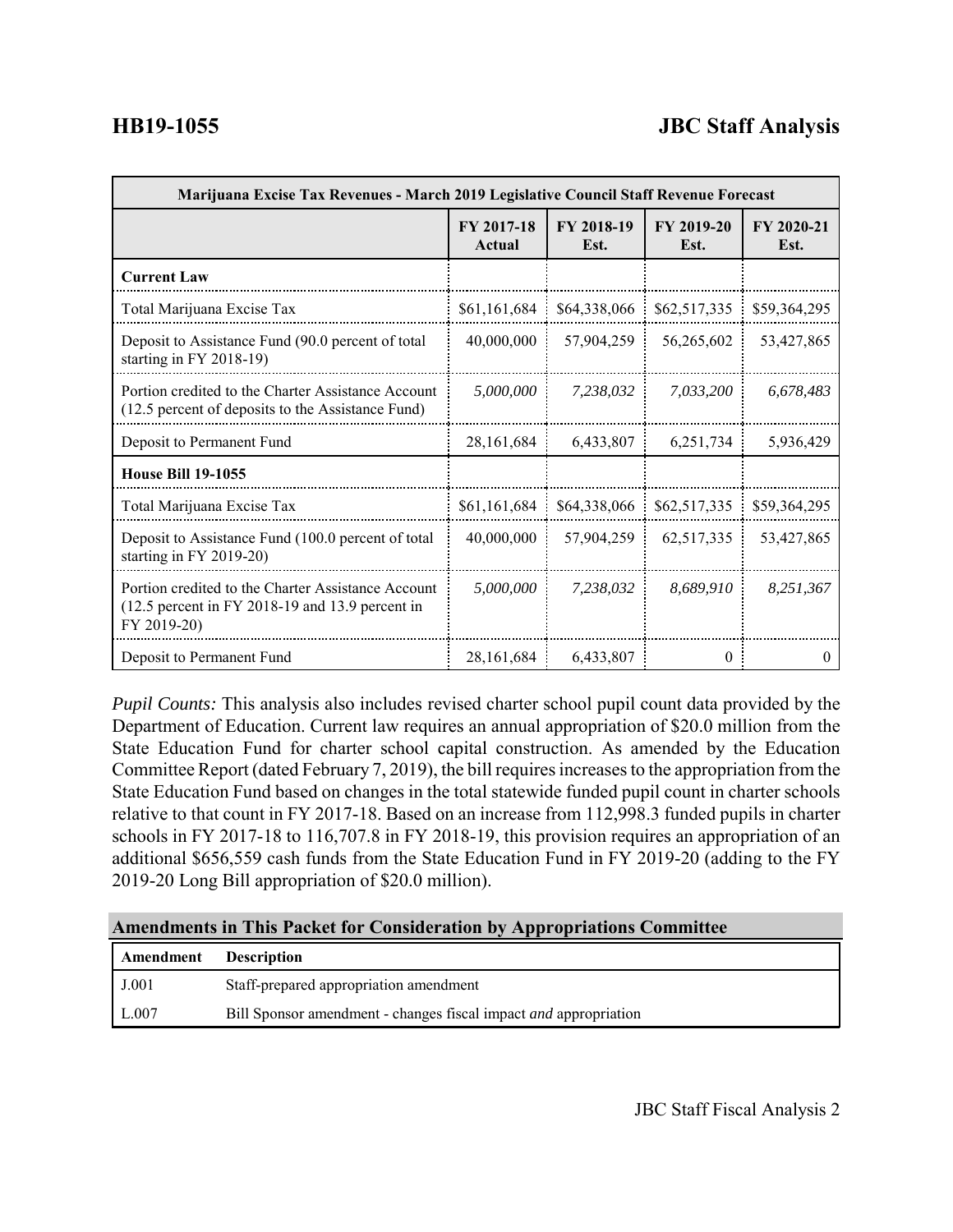| Marijuana Excise Tax Revenues - March 2019 Legislative Council Staff Revenue Forecast | | | | |
|---|---|---|---|---|
| | FY 2017-18 Actual | FY 2018-19 Est. | FY 2019-20 Est. | FY 2020-21 Est. |
| **Current Law** | | | | |
| Total Marijuana Excise Tax | $61,161,684 | $64,338,066 | $62,517,335 | $59,364,295 |
| Deposit to Assistance Fund (90.0 percent of total starting in FY 2018-19) | 40,000,000 | 57,904,259 | 56,265,602 | 53,427,865 |
| Portion credited to the Charter Assistance Account (12.5 percent of deposits to the Assistance Fund) | *5,000,000* | *7,238,032* | *7,033,200* | *6,678,483* |
| Deposit to Permanent Fund | 28,161,684 | 6,433,807 | 6,251,734 | 5,936,429 |
| **House Bill 19-1055** | | | | |
| Total Marijuana Excise Tax | $61,161,684 | $64,338,066 | $62,517,335 | $59,364,295 |
| Deposit to Assistance Fund (100.0 percent of total starting in FY 2019-20) | 40,000,000 | 57,904,259 | 62,517,335 | 53,427,865 |
| Portion credited to the Charter Assistance Account (12.5 percent in FY 2018-19 and 13.9 percent in FY 2019-20) | *5,000,000* | *7,238,032* | *8,689,910* | *8,251,367* |
| Deposit to Permanent Fund | 28,161,684 | 6,433,807 | 0 | 0 |

*Pupil Counts:* This analysis also includes revised charter school pupil count data provided by the Department of Education. Current law requires an annual appropriation of $20.0 million from the State Education Fund for charter school capital construction. As amended by the Education Committee Report (dated February 7, 2019), the bill requires increases to the appropriation from the State Education Fund based on changes in the total statewide funded pupil count in charter schools relative to that count in FY 2017-18. Based on an increase from 112,998.3 funded pupils in charter schools in FY 2017-18 to 116,707.8 in FY 2018-19, this provision requires an appropriation of an additional $656,559 cash funds from the State Education Fund in FY 2019-20 (adding to the FY 2019-20 Long Bill appropriation of $20.0 million).

## Amendments in This Packet for Consideration by Appropriations Committee

| Amendment | Description |
|---|---|
| J.001 | Staff-prepared appropriation amendment |
| L.007 | Bill Sponsor amendment - changes fiscal impact *and* appropriation |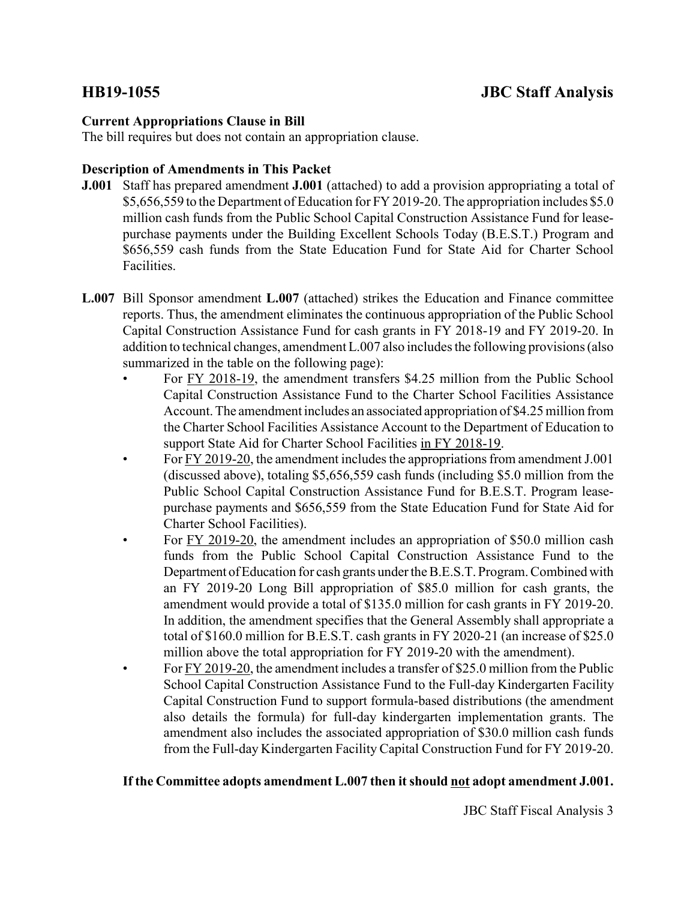# HB19-1055 JBC Staff Analysis

**Current Appropriations Clause in Bill**

The bill requires but does not contain an appropriation clause.

**Description of Amendments in This Packet**

**J.001** Staff has prepared amendment **J.001** (attached) to add a provision appropriating a total of $5,656,559 to the Department of Education for FY 2019-20. The appropriation includes $5.0 million cash funds from the Public School Capital Construction Assistance Fund for lease-purchase payments under the Building Excellent Schools Today (B.E.S.T.) Program and $656,559 cash funds from the State Education Fund for State Aid for Charter School Facilities.

**L.007** Bill Sponsor amendment **L.007** (attached) strikes the Education and Finance committee reports. Thus, the amendment eliminates the continuous appropriation of the Public School Capital Construction Assistance Fund for cash grants in FY 2018-19 and FY 2019-20. In addition to technical changes, amendment L.007 also includes the following provisions (also summarized in the table on the following page):

- For <u>FY 2018-19</u>, the amendment transfers $4.25 million from the Public School Capital Construction Assistance Fund to the Charter School Facilities Assistance Account. The amendment includes an associated appropriation of $4.25 million from the Charter School Facilities Assistance Account to the Department of Education to support State Aid for Charter School Facilities <u>in FY 2018-19</u>.
- For <u>FY 2019-20</u>, the amendment includes the appropriations from amendment J.001 (discussed above), totaling $5,656,559 cash funds (including $5.0 million from the Public School Capital Construction Assistance Fund for B.E.S.T. Program lease-purchase payments and $656,559 from the State Education Fund for State Aid for Charter School Facilities).
- For <u>FY 2019-20</u>, the amendment includes an appropriation of $50.0 million cash funds from the Public School Capital Construction Assistance Fund to the Department of Education for cash grants under the B.E.S.T. Program. Combined with an FY 2019-20 Long Bill appropriation of $85.0 million for cash grants, the amendment would provide a total of $135.0 million for cash grants in FY 2019-20. In addition, the amendment specifies that the General Assembly shall appropriate a total of $160.0 million for B.E.S.T. cash grants in FY 2020-21 (an increase of $25.0 million above the total appropriation for FY 2019-20 with the amendment).
- For <u>FY 2019-20</u>, the amendment includes a transfer of $25.0 million from the Public School Capital Construction Assistance Fund to the Full-day Kindergarten Facility Capital Construction Fund to support formula-based distributions (the amendment also details the formula) for full-day kindergarten implementation grants. The amendment also includes the associated appropriation of $30.0 million cash funds from the Full-day Kindergarten Facility Capital Construction Fund for FY 2019-20.

**If the Committee adopts amendment L.007 then it should <u>not</u> adopt amendment J.001.**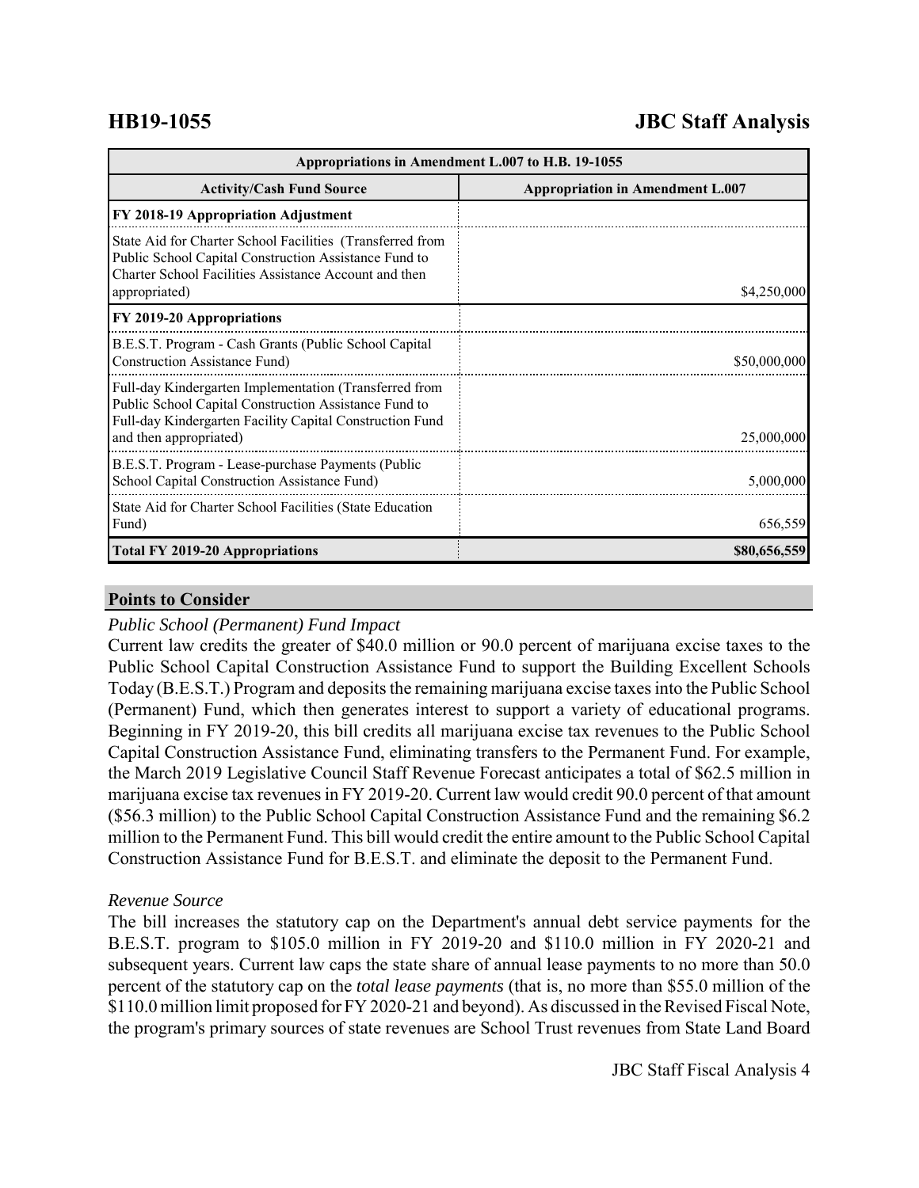# HB19-1055 JBC Staff Analysis

| Appropriations in Amendment L.007 to H.B. 19-1055 | |
|---|---|
| **Activity/Cash Fund Source** | **Appropriation in Amendment L.007** |
| **FY 2018-19 Appropriation Adjustment** | |
| State Aid for Charter School Facilities (Transferred from Public School Capital Construction Assistance Fund to Charter School Facilities Assistance Account and then appropriated) | $4,250,000 |
| **FY 2019-20 Appropriations** | |
| B.E.S.T. Program - Cash Grants (Public School Capital Construction Assistance Fund) | $50,000,000 |
| Full-day Kindergarten Implementation (Transferred from Public School Capital Construction Assistance Fund to Full-day Kindergarten Facility Capital Construction Fund and then appropriated) | 25,000,000 |
| B.E.S.T. Program - Lease-purchase Payments (Public School Capital Construction Assistance Fund) | 5,000,000 |
| State Aid for Charter School Facilities (State Education Fund) | 656,559 |
| **Total FY 2019-20 Appropriations** | **$80,656,559** |

## Points to Consider

*Public School (Permanent) Fund Impact*

Current law credits the greater of $40.0 million or 90.0 percent of marijuana excise taxes to the Public School Capital Construction Assistance Fund to support the Building Excellent Schools Today (B.E.S.T.) Program and deposits the remaining marijuana excise taxes into the Public School (Permanent) Fund, which then generates interest to support a variety of educational programs. Beginning in FY 2019-20, this bill credits all marijuana excise tax revenues to the Public School Capital Construction Assistance Fund, eliminating transfers to the Permanent Fund. For example, the March 2019 Legislative Council Staff Revenue Forecast anticipates a total of $62.5 million in marijuana excise tax revenues in FY 2019-20. Current law would credit 90.0 percent of that amount ($56.3 million) to the Public School Capital Construction Assistance Fund and the remaining $6.2 million to the Permanent Fund. This bill would credit the entire amount to the Public School Capital Construction Assistance Fund for B.E.S.T. and eliminate the deposit to the Permanent Fund.

*Revenue Source*

The bill increases the statutory cap on the Department's annual debt service payments for the B.E.S.T. program to $105.0 million in FY 2019-20 and $110.0 million in FY 2020-21 and subsequent years. Current law caps the state share of annual lease payments to no more than 50.0 percent of the statutory cap on the *total lease payments* (that is, no more than $55.0 million of the $110.0 million limit proposed for FY 2020-21 and beyond). As discussed in the Revised Fiscal Note, the program's primary sources of state revenues are School Trust revenues from State Land Board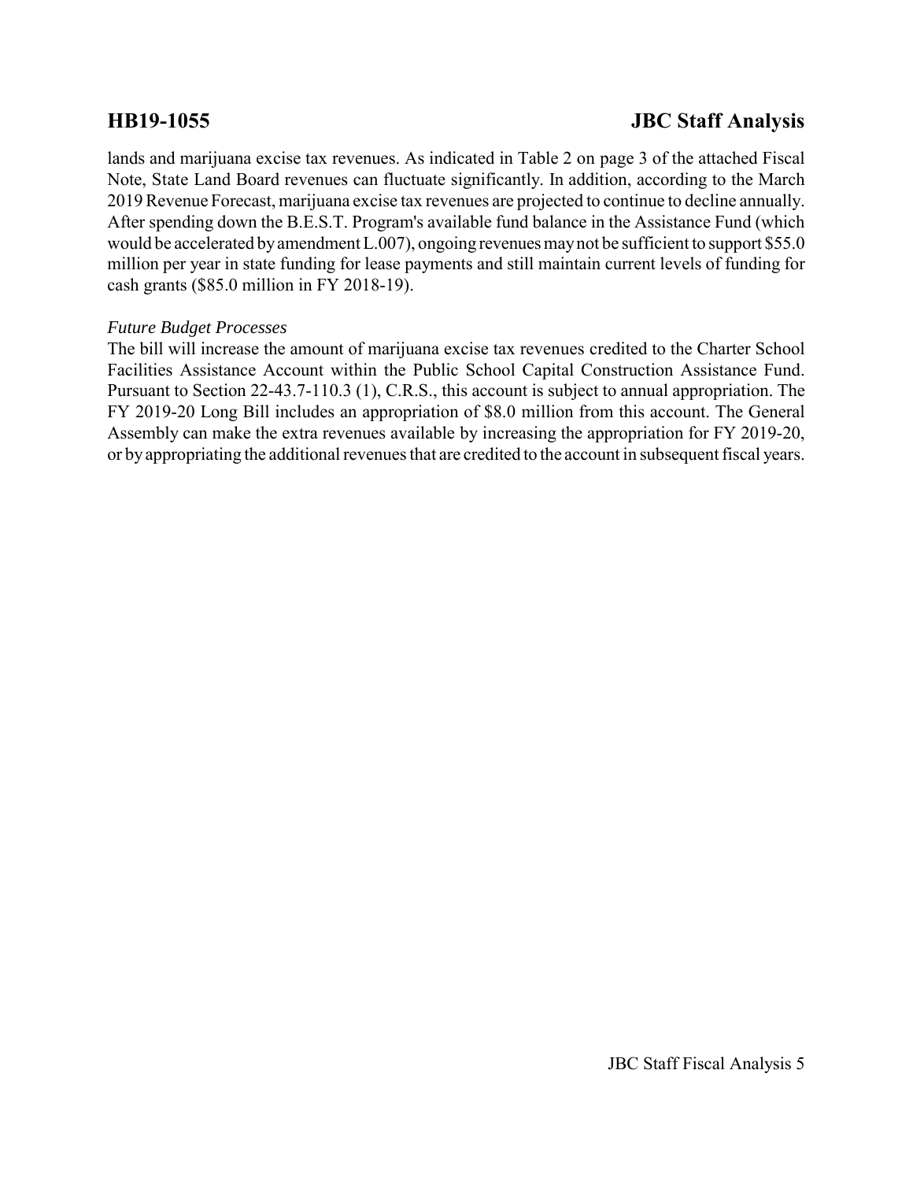lands and marijuana excise tax revenues. As indicated in Table 2 on page 3 of the attached Fiscal Note, State Land Board revenues can fluctuate significantly. In addition, according to the March 2019 Revenue Forecast, marijuana excise tax revenues are projected to continue to decline annually. After spending down the B.E.S.T. Program's available fund balance in the Assistance Fund (which would be accelerated by amendment L.007), ongoing revenues may not be sufficient to support $55.0 million per year in state funding for lease payments and still maintain current levels of funding for cash grants ($85.0 million in FY 2018-19).

*Future Budget Processes*

The bill will increase the amount of marijuana excise tax revenues credited to the Charter School Facilities Assistance Account within the Public School Capital Construction Assistance Fund. Pursuant to Section 22-43.7-110.3 (1), C.R.S., this account is subject to annual appropriation. The FY 2019-20 Long Bill includes an appropriation of $8.0 million from this account. The General Assembly can make the extra revenues available by increasing the appropriation for FY 2019-20, or by appropriating the additional revenues that are credited to the account in subsequent fiscal years.